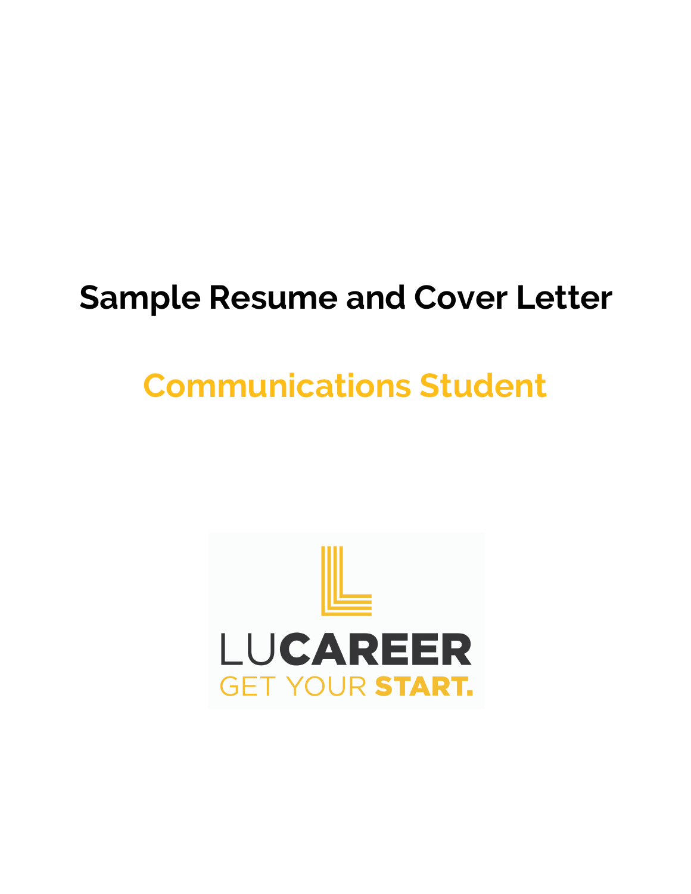# Sample Resume and Cover Letter

## Communications Student

LUCAREER
GET YOUR START.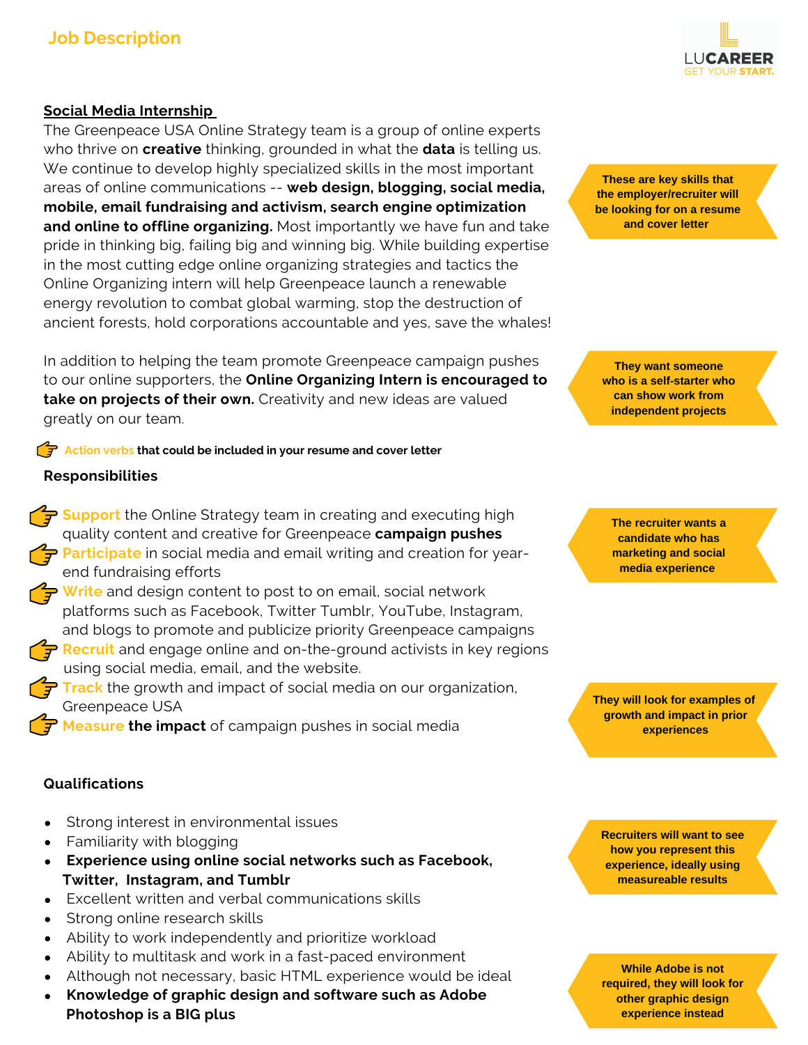## Job Description

### Social Media Internship

The Greenpeace USA Online Strategy team is a group of online experts who thrive on **creative** thinking, grounded in what the **data** is telling us. We continue to develop highly specialized skills in the most important areas of online communications -- **web design, blogging, social media, mobile, email fundraising and activism, search engine optimization and online to offline organizing.** Most importantly we have fun and take pride in thinking big, failing big and winning big. While building expertise in the most cutting edge online organizing strategies and tactics the Online Organizing intern will help Greenpeace launch a renewable energy revolution to combat global warming, stop the destruction of ancient forests, hold corporations accountable and yes, save the whales!

> **These are key skills that the employer/recruiter will be looking for on a resume and cover letter**

In addition to helping the team promote Greenpeace campaign pushes to our online supporters, the **Online Organizing Intern is encouraged to take on projects of their own.** Creativity and new ideas are valued greatly on our team.

> **They want someone who is a self-starter who can show work from independent projects**

👉 **Action verbs that could be included in your resume and cover letter**

**Responsibilities**

- 👉 **Support** the Online Strategy team in creating and executing high quality content and creative for Greenpeace **campaign pushes**
- 👉 **Participate** in social media and email writing and creation for year-end fundraising efforts
- 👉 **Write** and design content to post to on email, social network platforms such as Facebook, Twitter Tumblr, YouTube, Instagram, and blogs to promote and publicize priority Greenpeace campaigns
- 👉 **Recruit** and engage online and on-the-ground activists in key regions using social media, email, and the website.
- 👉 **Track** the growth and impact of social media on our organization, Greenpeace USA
- 👉 **Measure the impact** of campaign pushes in social media

> **The recruiter wants a candidate who has marketing and social media experience**

> **They will look for examples of growth and impact in prior experiences**

**Qualifications**

- Strong interest in environmental issues
- Familiarity with blogging
- **Experience using online social networks such as Facebook, Twitter, Instagram, and Tumblr**
- Excellent written and verbal communications skills
- Strong online research skills
- Ability to work independently and prioritize workload
- Ability to multitask and work in a fast-paced environment
- Although not necessary, basic HTML experience would be ideal
- **Knowledge of graphic design and software such as Adobe Photoshop is a BIG plus**

> **Recruiters will want to see how you represent this experience, ideally using measureable results**

> **While Adobe is not required, they will look for other graphic design experience instead**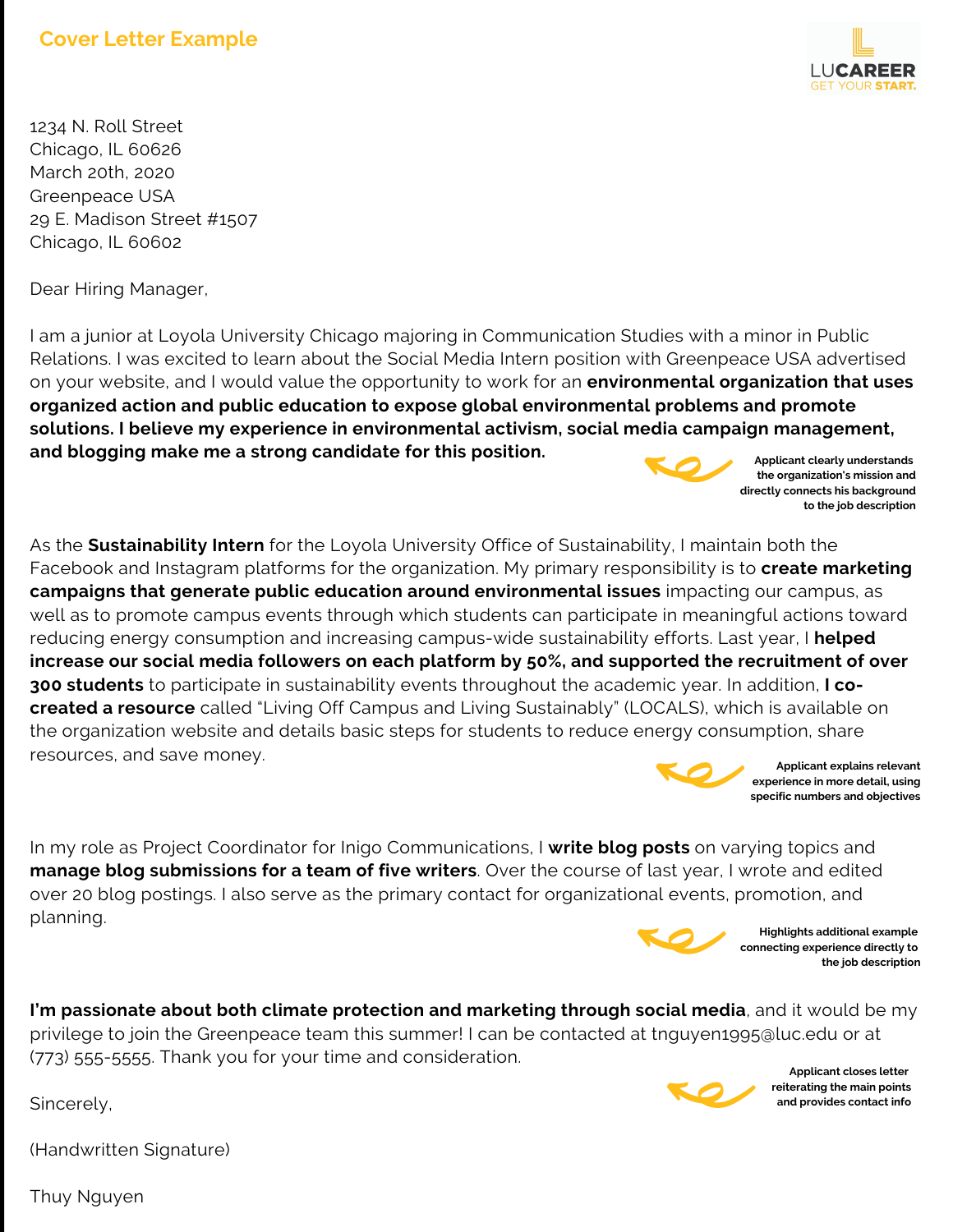## Cover Letter Example

LUCAREER
GET YOUR START.

1234 N. Roll Street
Chicago, IL 60626
March 20th, 2020
Greenpeace USA
29 E. Madison Street #1507
Chicago, IL 60602

Dear Hiring Manager,

I am a junior at Loyola University Chicago majoring in Communication Studies with a minor in Public Relations. I was excited to learn about the Social Media Intern position with Greenpeace USA advertised on your website, and I would value the opportunity to work for an **environmental organization that uses organized action and public education to expose global environmental problems and promote solutions. I believe my experience in environmental activism, social media campaign management, and blogging make me a strong candidate for this position.**

**Applicant clearly understands the organization's mission and directly connects his background to the job description**

As the **Sustainability Intern** for the Loyola University Office of Sustainability, I maintain both the Facebook and Instagram platforms for the organization. My primary responsibility is to **create marketing campaigns that generate public education around environmental issues** impacting our campus, as well as to promote campus events through which students can participate in meaningful actions toward reducing energy consumption and increasing campus-wide sustainability efforts. Last year, I **helped increase our social media followers on each platform by 50%, and supported the recruitment of over 300 students** to participate in sustainability events throughout the academic year. In addition, **I co-created a resource** called "Living Off Campus and Living Sustainably" (LOCALS), which is available on the organization website and details basic steps for students to reduce energy consumption, share resources, and save money.

**Applicant explains relevant experience in more detail, using specific numbers and objectives**

In my role as Project Coordinator for Inigo Communications, I **write blog posts** on varying topics and **manage blog submissions for a team of five writers**. Over the course of last year, I wrote and edited over 20 blog postings. I also serve as the primary contact for organizational events, promotion, and planning.

**Highlights additional example connecting experience directly to the job description**

**I'm passionate about both climate protection and marketing through social media**, and it would be my privilege to join the Greenpeace team this summer! I can be contacted at tnguyen1995@luc.edu or at (773) 555-5555. Thank you for your time and consideration.

**Applicant closes letter reiterating the main points and provides contact info**

Sincerely,

(Handwritten Signature)

Thuy Nguyen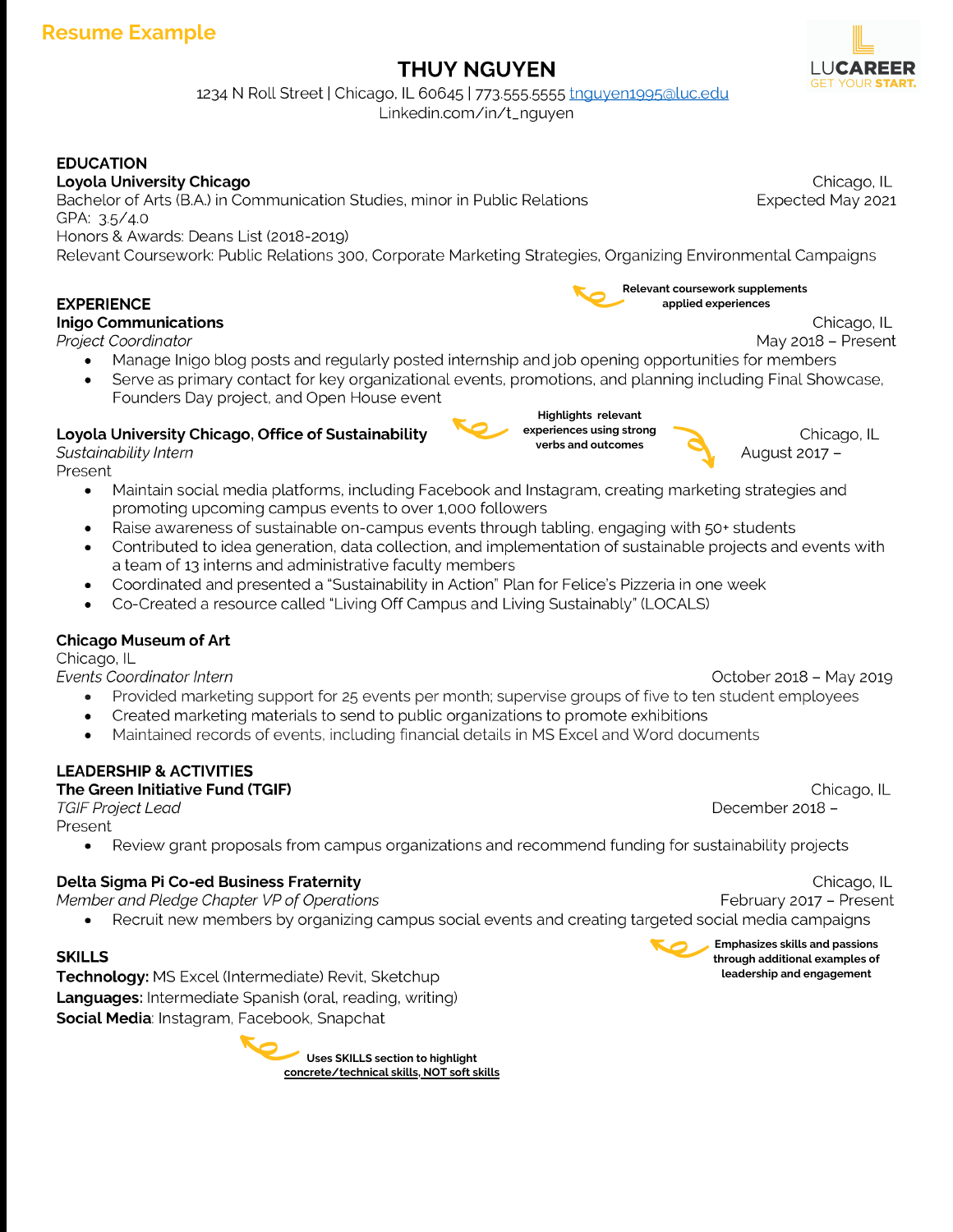Resume Example

# THUY NGUYEN

1234 N Roll Street | Chicago, IL 60645 | 773.555.5555 tnguyen1995@luc.edu
Linkedin.com/in/t_nguyen

LUCAREER GET YOUR START.

## EDUCATION

**Loyola University Chicago** Chicago, IL
Bachelor of Arts (B.A.) in Communication Studies, minor in Public Relations Expected May 2021
GPA: 3.5/4.0
Honors & Awards: Deans List (2018-2019)
Relevant Coursework: Public Relations 300, Corporate Marketing Strategies, Organizing Environmental Campaigns

*Relevant coursework supplements applied experiences*

## EXPERIENCE

**Inigo Communications** Chicago, IL
*Project Coordinator* May 2018 – Present

- Manage Inigo blog posts and regularly posted internship and job opening opportunities for members
- Serve as primary contact for key organizational events, promotions, and planning including Final Showcase, Founders Day project, and Open House event

*Highlights relevant experiences using strong verbs and outcomes*

**Loyola University Chicago, Office of Sustainability** Chicago, IL
*Sustainability Intern* August 2017 – Present

- Maintain social media platforms, including Facebook and Instagram, creating marketing strategies and promoting upcoming campus events to over 1,000 followers
- Raise awareness of sustainable on-campus events through tabling, engaging with 50+ students
- Contributed to idea generation, data collection, and implementation of sustainable projects and events with a team of 13 interns and administrative faculty members
- Coordinated and presented a "Sustainability in Action" Plan for Felice's Pizzeria in one week
- Co-Created a resource called "Living Off Campus and Living Sustainably" (LOCALS)

**Chicago Museum of Art**
Chicago, IL
*Events Coordinator Intern* October 2018 – May 2019

- Provided marketing support for 25 events per month; supervise groups of five to ten student employees
- Created marketing materials to send to public organizations to promote exhibitions
- Maintained records of events, including financial details in MS Excel and Word documents

## LEADERSHIP & ACTIVITIES

**The Green Initiative Fund (TGIF)** Chicago, IL
*TGIF Project Lead* December 2018 – Present

- Review grant proposals from campus organizations and recommend funding for sustainability projects

**Delta Sigma Pi Co-ed Business Fraternity** Chicago, IL
*Member and Pledge Chapter VP of Operations* February 2017 – Present

- Recruit new members by organizing campus social events and creating targeted social media campaigns

*Emphasizes skills and passions through additional examples of leadership and engagement*

## SKILLS

**Technology:** MS Excel (Intermediate) Revit, Sketchup
**Languages:** Intermediate Spanish (oral, reading, writing)
**Social Media**: Instagram, Facebook, Snapchat

*Uses SKILLS section to highlight concrete/technical skills, NOT soft skills*